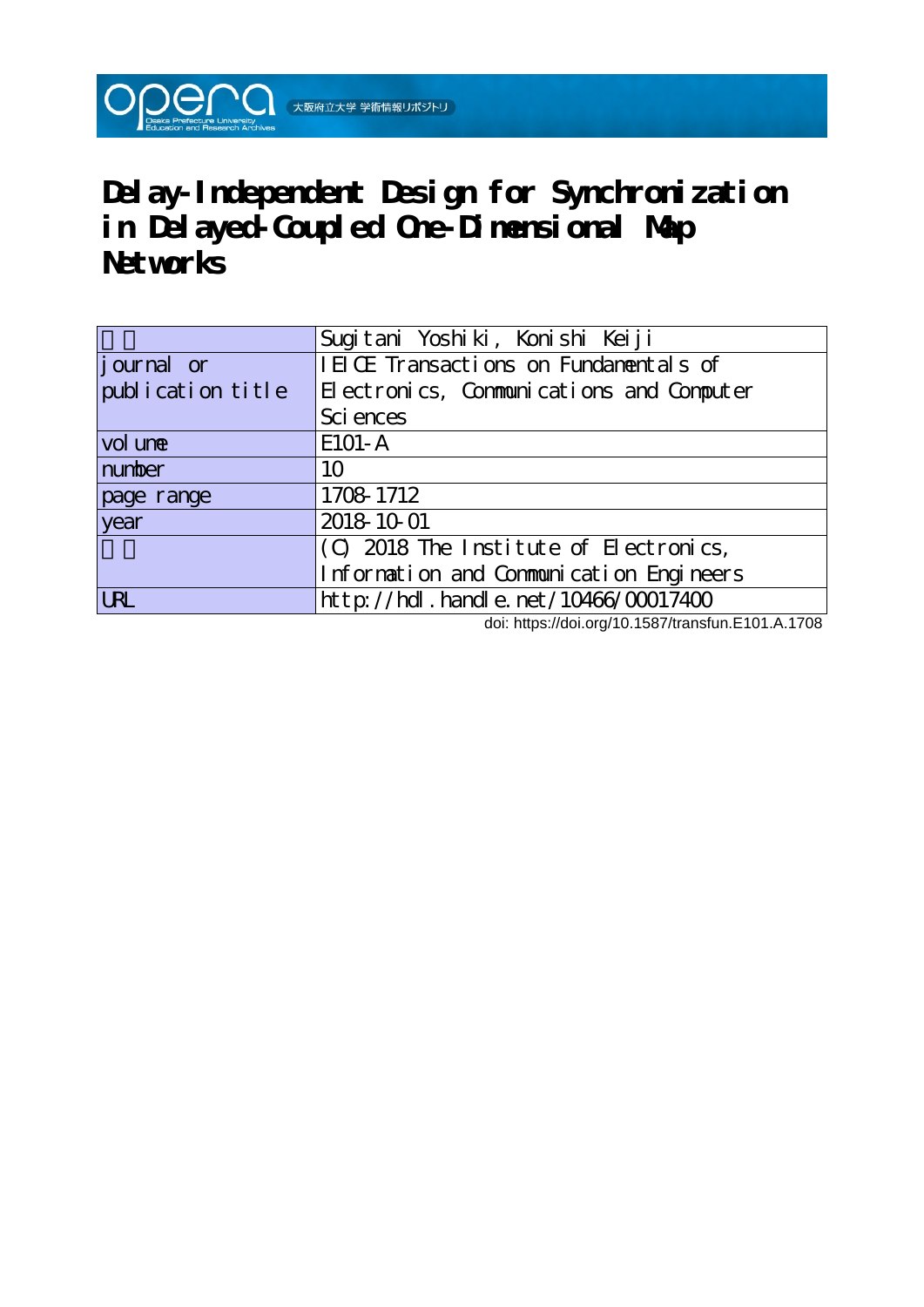# Delay-Independent Design for Synchronization in Delayed-Coupled One-Dimensional Map Networks

| 著者 | Sugitani Yoshiki, Konishi Keiji |
|---|---|
| journal or publication title | IEICE Transactions on Fundamentals of Electronics, Communications and Computer Sciences |
| volume | E101-A |
| number | 10 |
| page range | 1708-1712 |
| year | 2018-10-01 |
| 権利 | (C) 2018 The Institute of Electronics, Information and Communication Engineers |
| URL | http://hdl.handle.net/10466/00017400 |

doi: https://doi.org/10.1587/transfun.E101.A.1708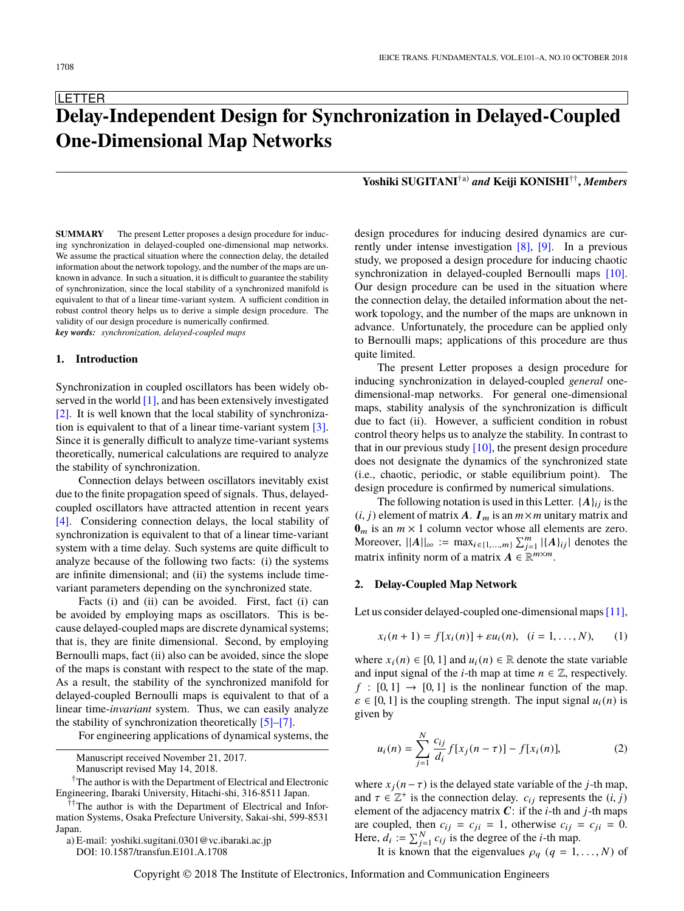LETTER

# Delay-Independent Design for Synchronization in Delayed-Coupled One-Dimensional Map Networks

**Yoshiki SUGITANI**[†a)] *and* **Keiji KONISHI**[††], ***Members***

**SUMMARY** The present Letter proposes a design procedure for inducing synchronization in delayed-coupled one-dimensional map networks. We assume the practical situation where the connection delay, the detailed information about the network topology, and the number of the maps are unknown in advance. In such a situation, it is difficult to guarantee the stability of synchronization, since the local stability of a synchronized manifold is equivalent to that of a linear time-variant system. A sufficient condition in robust control theory helps us to derive a simple design procedure. The validity of our design procedure is numerically confirmed.

***key words:*** *synchronization, delayed-coupled maps*

## 1. Introduction

Synchronization in coupled oscillators has been widely observed in the world [1], and has been extensively investigated [2]. It is well known that the local stability of synchronization is equivalent to that of a linear time-variant system [3]. Since it is generally difficult to analyze time-variant systems theoretically, numerical calculations are required to analyze the stability of synchronization.

Connection delays between oscillators inevitably exist due to the finite propagation speed of signals. Thus, delayed-coupled oscillators have attracted attention in recent years [4]. Considering connection delays, the local stability of synchronization is equivalent to that of a linear time-variant system with a time delay. Such systems are quite difficult to analyze because of the following two facts: (i) the systems are infinite dimensional; and (ii) the systems include time-variant parameters depending on the synchronized state.

Facts (i) and (ii) can be avoided. First, fact (i) can be avoided by employing maps as oscillators. This is because delayed-coupled maps are discrete dynamical systems; that is, they are finite dimensional. Second, by employing Bernoulli maps, fact (ii) also can be avoided, since the slope of the maps is constant with respect to the state of the map. As a result, the stability of the synchronized manifold for delayed-coupled Bernoulli maps is equivalent to that of a linear time-*invariant* system. Thus, we can easily analyze the stability of synchronization theoretically [5]–[7].

For engineering applications of dynamical systems, the design procedures for inducing desired dynamics are currently under intense investigation [8], [9]. In a previous study, we proposed a design procedure for inducing chaotic synchronization in delayed-coupled Bernoulli maps [10]. Our design procedure can be used in the situation where the connection delay, the detailed information about the network topology, and the number of the maps are unknown in advance. Unfortunately, the procedure can be applied only to Bernoulli maps; applications of this procedure are thus quite limited.

The present Letter proposes a design procedure for inducing synchronization in delayed-coupled *general* one-dimensional-map networks. For general one-dimensional maps, stability analysis of the synchronization is difficult due to fact (ii). However, a sufficient condition in robust control theory helps us to analyze the stability. In contrast to that in our previous study [10], the present design procedure does not designate the dynamics of the synchronized state (i.e., chaotic, periodic, or stable equilibrium point). The design procedure is confirmed by numerical simulations.

The following notation is used in this Letter. $\{\boldsymbol{A}\}_{ij}$ is the $(i, j)$ element of matrix $\boldsymbol{A}$. $\boldsymbol{I}_m$ is an $m \times m$ unitary matrix and $\boldsymbol{0}_m$ is an $m \times 1$ column vector whose all elements are zero. Moreover, $||\boldsymbol{A}||_\infty := \max_{i \in \{1,\ldots,m\}} \sum_{j=1}^{m} |\{\boldsymbol{A}\}_{ij}|$ denotes the matrix infinity norm of a matrix $\boldsymbol{A} \in \mathbb{R}^{m \times m}$.

## 2. Delay-Coupled Map Network

Let us consider delayed-coupled one-dimensional maps [11],

$$x_i(n+1) = f[x_i(n)] + \varepsilon u_i(n), \quad (i = 1, \ldots, N), \tag{1}$$

where $x_i(n) \in [0, 1]$ and $u_i(n) \in \mathbb{R}$ denote the state variable and input signal of the $i$-th map at time $n \in \mathbb{Z}$, respectively. $f : [0, 1] \to [0, 1]$ is the nonlinear function of the map. $\varepsilon \in [0, 1]$ is the coupling strength. The input signal $u_i(n)$ is given by

$$u_i(n) = \sum_{j=1}^{N} \frac{c_{ij}}{d_i} f[x_j(n-\tau)] - f[x_i(n)], \tag{2}$$

where $x_j(n-\tau)$ is the delayed state variable of the $j$-th map, and $\tau \in \mathbb{Z}^+$ is the connection delay. $c_{ij}$ represents the $(i, j)$ element of the adjacency matrix $\boldsymbol{C}$: if the $i$-th and $j$-th maps are coupled, then $c_{ij} = c_{ji} = 1$, otherwise $c_{ij} = c_{ji} = 0$. Here, $d_i := \sum_{j=1}^{N} c_{ij}$ is the degree of the $i$-th map.

It is known that the eigenvalues $\rho_q$ $(q = 1, \ldots, N)$ of

Manuscript received November 21, 2017.

Manuscript revised May 14, 2018.

[†]The author is with the Department of Electrical and Electronic Engineering, Ibaraki University, Hitachi-shi, 316-8511 Japan.

[††]The author is with the Department of Electrical and Information Systems, Osaka Prefecture University, Sakai-shi, 599-8531 Japan.

a) E-mail: yoshiki.sugitani.0301@vc.ibaraki.ac.jp

DOI: 10.1587/transfun.E101.A.1708

Copyright © 2018 The Institute of Electronics, Information and Communication Engineers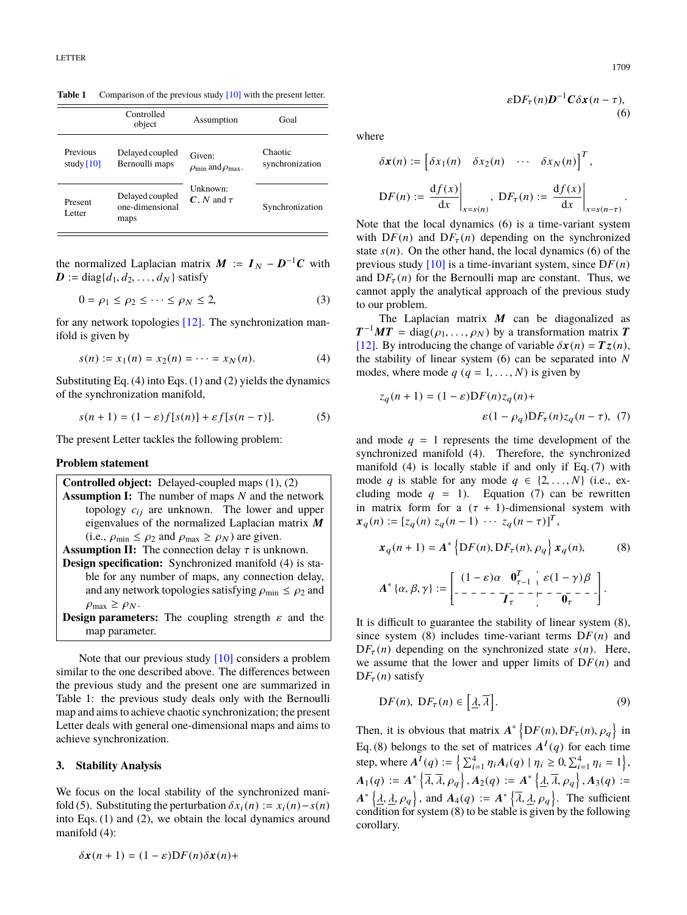**Table 1** Comparison of the previous study [10] with the present letter.

| | Controlled object | Assumption | Goal |
|---|---|---|---|
| Previous study [10] | Delayed coupled Bernoulli maps | Given: $\rho_{\min}$ and $\rho_{\max}$. | Chaotic synchronization |
| Present Letter | Delayed coupled one-dimensional maps | Unknown: $\boldsymbol{C}$, $N$ and $\tau$ | Synchronization |

the normalized Laplacian matrix $\boldsymbol{M} := \boldsymbol{I}_N - \boldsymbol{D}^{-1}\boldsymbol{C}$ with $\boldsymbol{D} := \mathrm{diag}\{d_1, d_2, \ldots, d_N\}$ satisfy

$$0 = \rho_1 \leq \rho_2 \leq \cdots \leq \rho_N \leq 2, \tag{3}$$

for any network topologies [12]. The synchronization manifold is given by

$$s(n) := x_1(n) = x_2(n) = \cdots = x_N(n). \tag{4}$$

Substituting Eq. (4) into Eqs. (1) and (2) yields the dynamics of the synchronization manifold,

$$s(n+1) = (1-\varepsilon) f[s(n)] + \varepsilon f[s(n-\tau)]. \tag{5}$$

The present Letter tackles the following problem:

**Problem statement**

**Controlled object:** Delayed-coupled maps (1), (2)

**Assumption I:** The number of maps $N$ and the network topology $c_{ij}$ are unknown. The lower and upper eigenvalues of the normalized Laplacian matrix $\boldsymbol{M}$ (i.e., $\rho_{\min} \leq \rho_2$ and $\rho_{\max} \geq \rho_N$) are given.

**Assumption II:** The connection delay $\tau$ is unknown.

**Design specification:** Synchronized manifold (4) is stable for any number of maps, any connection delay, and any network topologies satisfying $\rho_{\min} \leq \rho_2$ and $\rho_{\max} \geq \rho_N$.

**Design parameters:** The coupling strength $\varepsilon$ and the map parameter.

Note that our previous study [10] considers a problem similar to the one described above. The differences between the previous study and the present one are summarized in Table 1: the previous study deals only with the Bernoulli map and aims to achieve chaotic synchronization; the present Letter deals with general one-dimensional maps and aims to achieve synchronization.

## 3. Stability Analysis

We focus on the local stability of the synchronized manifold (5). Substituting the perturbation $\delta x_i(n) := x_i(n) - s(n)$ into Eqs. (1) and (2), we obtain the local dynamics around manifold (4):

$$\delta \boldsymbol{x}(n+1) = (1-\varepsilon)\mathrm{D}F(n)\delta \boldsymbol{x}(n) + \varepsilon \mathrm{D}F_\tau(n)\boldsymbol{D}^{-1}\boldsymbol{C}\delta \boldsymbol{x}(n-\tau), \tag{6}$$

where

$$\delta \boldsymbol{x}(n) := \begin{bmatrix} \delta x_1(n) & \delta x_2(n) & \cdots & \delta x_N(n) \end{bmatrix}^T,$$

$$\mathrm{D}F(n) := \left.\frac{\mathrm{d}f(x)}{\mathrm{d}x}\right|_{x=s(n)}, \ \mathrm{D}F_\tau(n) := \left.\frac{\mathrm{d}f(x)}{\mathrm{d}x}\right|_{x=s(n-\tau)}.$$

Note that the local dynamics (6) is a time-variant system with $\mathrm{D}F(n)$ and $\mathrm{D}F_\tau(n)$ depending on the synchronized state $s(n)$. On the other hand, the local dynamics (6) of the previous study [10] is a time-invariant system, since $\mathrm{D}F(n)$ and $\mathrm{D}F_\tau(n)$ for the Bernoulli map are constant. Thus, we cannot apply the analytical approach of the previous study to our problem.

The Laplacian matrix $\boldsymbol{M}$ can be diagonalized as $\boldsymbol{T}^{-1}\boldsymbol{M}\boldsymbol{T} = \mathrm{diag}(\rho_1, \ldots, \rho_N)$ by a transformation matrix $\boldsymbol{T}$ [12]. By introducing the change of variable $\delta \boldsymbol{x}(n) = \boldsymbol{T}\boldsymbol{z}(n)$, the stability of linear system (6) can be separated into $N$ modes, where mode $q$ ($q = 1, \ldots, N$) is given by

$$z_q(n+1) = (1-\varepsilon)\mathrm{D}F(n) z_q(n) + \varepsilon(1-\rho_q)\mathrm{D}F_\tau(n) z_q(n-\tau), \tag{7}$$

and mode $q = 1$ represents the time development of the synchronized manifold (4). Therefore, the synchronized manifold (4) is locally stable if and only if Eq. (7) with mode $q$ is stable for any mode $q \in \{2, \ldots, N\}$ (i.e., excluding mode $q = 1$). Equation (7) can be rewritten in matrix form for a $(\tau+1)$-dimensional system with $\boldsymbol{x}_q(n) := [z_q(n) \ z_q(n-1) \ \cdots \ z_q(n-\tau)]^T$,

$$\boldsymbol{x}_q(n+1) = \boldsymbol{A}^* \left\{\mathrm{D}F(n), \mathrm{D}F_\tau(n), \rho_q\right\} \boldsymbol{x}_q(n), \tag{8}$$

$$\boldsymbol{A}^*\{\alpha, \beta, \gamma\} := \left[\begin{array}{cc|c} (1-\varepsilon)\alpha & \boldsymbol{0}_{\tau-1}^T & \varepsilon(1-\gamma)\beta \\ \hline \multicolumn{2}{c|}{\boldsymbol{I}_\tau} & \boldsymbol{0}_\tau \end{array}\right].$$

It is difficult to guarantee the stability of linear system (8), since system (8) includes time-variant terms $\mathrm{D}F(n)$ and $\mathrm{D}F_\tau(n)$ depending on the synchronized state $s(n)$. Here, we assume that the lower and upper limits of $\mathrm{D}F(n)$ and $\mathrm{D}F_\tau(n)$ satisfy

$$\mathrm{D}F(n), \ \mathrm{D}F_\tau(n) \in \left[\underline{\lambda}, \overline{\lambda}\right]. \tag{9}$$

Then, it is obvious that matrix $\boldsymbol{A}^*\left\{\mathrm{D}F(n), \mathrm{D}F_\tau(n), \rho_q\right\}$ in Eq. (8) belongs to the set of matrices $\boldsymbol{A}^{\boldsymbol{I}}(q)$ for each time step, where $\boldsymbol{A}^{\boldsymbol{I}}(q) := \left\{\sum_{i=1}^4 \eta_i \boldsymbol{A}_i(q) \mid \eta_i \geq 0, \sum_{i=1}^4 \eta_i = 1\right\}$, $\boldsymbol{A}_1(q) := \boldsymbol{A}^*\left\{\overline{\lambda}, \overline{\lambda}, \rho_q\right\}$, $\boldsymbol{A}_2(q) := \boldsymbol{A}^*\left\{\underline{\lambda}, \overline{\lambda}, \rho_q\right\}$, $\boldsymbol{A}_3(q) := \boldsymbol{A}^*\left\{\underline{\lambda}, \underline{\lambda}, \rho_q\right\}$, and $\boldsymbol{A}_4(q) := \boldsymbol{A}^*\left\{\overline{\lambda}, \underline{\lambda}, \rho_q\right\}$. The sufficient condition for system (8) to be stable is given by the following corollary.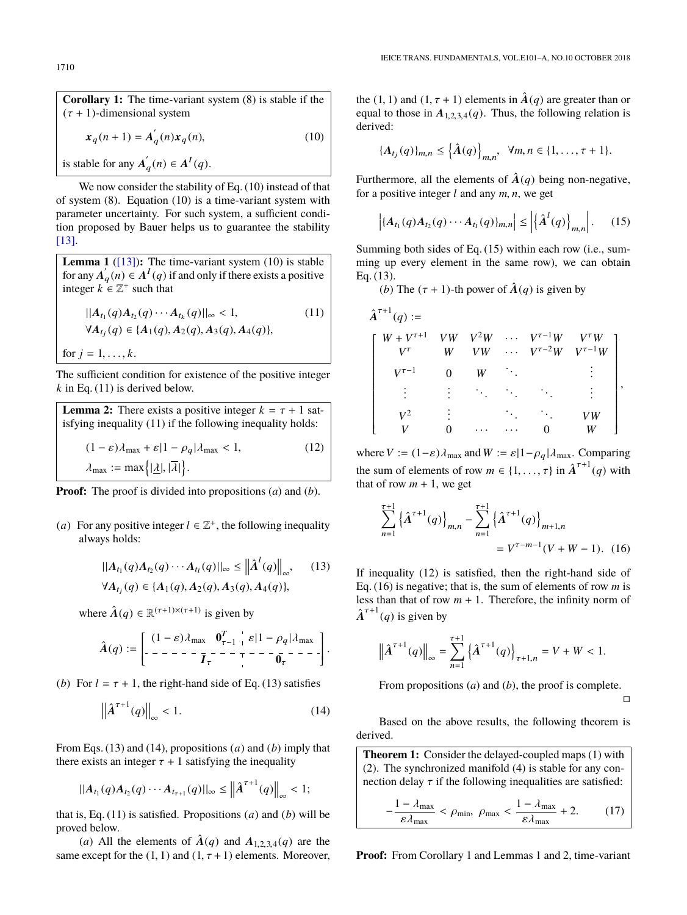**Corollary 1:** The time-variant system (8) is stable if the $(\tau+1)$-dimensional system

$$\boldsymbol{x}_q(n+1) = \boldsymbol{A}_q^{'}(n)\boldsymbol{x}_q(n), \tag{10}$$

is stable for any $\boldsymbol{A}_q^{'}(n) \in \boldsymbol{A}^{\boldsymbol{I}}(q)$.

We now consider the stability of Eq. (10) instead of that of system (8). Equation (10) is a time-variant system with parameter uncertainty. For such system, a sufficient condition proposed by Bauer helps us to guarantee the stability [13].

**Lemma 1** ([13])**:** The time-variant system (10) is stable for any $\boldsymbol{A}_q^{'}(n) \in \boldsymbol{A}^{\boldsymbol{I}}(q)$ if and only if there exists a positive integer $k \in \mathbb{Z}^+$ such that

$$\begin{aligned} &||\boldsymbol{A}_{t_1}(q)\boldsymbol{A}_{t_2}(q)\cdots\boldsymbol{A}_{t_k}(q)||_\infty < 1, \\ &\forall \boldsymbol{A}_{t_j}(q) \in \{\boldsymbol{A}_1(q), \boldsymbol{A}_2(q), \boldsymbol{A}_3(q), \boldsymbol{A}_4(q)\}, \end{aligned} \tag{11}$$

for $j = 1, \ldots, k$.

The sufficient condition for existence of the positive integer $k$ in Eq. (11) is derived below.

**Lemma 2:** There exists a positive integer $k = \tau + 1$ satisfying inequality (11) if the following inequality holds:

$$\begin{aligned} &(1-\varepsilon)\lambda_{\max} + \varepsilon|1-\rho_q|\lambda_{\max} < 1, \\ &\lambda_{\max} := \max\left\{|\underline{\lambda}|, |\overline{\lambda}|\right\}. \end{aligned} \tag{12}$$

**Proof:** The proof is divided into propositions $(a)$ and $(b)$.

$(a)$ For any positive integer $l \in \mathbb{Z}^+$, the following inequality always holds:

$$\begin{aligned} &||\boldsymbol{A}_{t_1}(q)\boldsymbol{A}_{t_2}(q)\cdots\boldsymbol{A}_{t_l}(q)||_\infty \le \left\|\hat{\boldsymbol{A}}^l(q)\right\|_\infty, \\ &\forall \boldsymbol{A}_{t_j}(q) \in \{\boldsymbol{A}_1(q), \boldsymbol{A}_2(q), \boldsymbol{A}_3(q), \boldsymbol{A}_4(q)\}, \end{aligned} \tag{13}$$

where $\hat{\boldsymbol{A}}(q) \in \mathbb{R}^{(\tau+1)\times(\tau+1)}$ is given by

$$\hat{\boldsymbol{A}}(q) := \left[\begin{array}{c|c|c} (1-\varepsilon)\lambda_{\max} & \boldsymbol{0}_{\tau-1}^T & \varepsilon|1-\rho_q|\lambda_{\max} \\ \hline \multicolumn{2}{c|}{\boldsymbol{I}_\tau} & \boldsymbol{0}_\tau \end{array}\right].$$

$(b)$ For $l = \tau + 1$, the right-hand side of Eq. (13) satisfies

$$\left\|\hat{\boldsymbol{A}}^{\tau+1}(q)\right\|_\infty < 1. \tag{14}$$

From Eqs. (13) and (14), propositions $(a)$ and $(b)$ imply that there exists an integer $\tau + 1$ satisfying the inequality

$$||\boldsymbol{A}_{t_1}(q)\boldsymbol{A}_{t_2}(q)\cdots\boldsymbol{A}_{t_{\tau+1}}(q)||_\infty \le \left\|\hat{\boldsymbol{A}}^{\tau+1}(q)\right\|_\infty < 1;$$

that is, Eq. (11) is satisfied. Propositions $(a)$ and $(b)$ will be proved below.

$(a)$ All the elements of $\hat{\boldsymbol{A}}(q)$ and $\boldsymbol{A}_{1,2,3,4}(q)$ are the same except for the $(1,1)$ and $(1,\tau+1)$ elements. Moreover, the $(1,1)$ and $(1,\tau+1)$ elements in $\hat{\boldsymbol{A}}(q)$ are greater than or equal to those in $\boldsymbol{A}_{1,2,3,4}(q)$. Thus, the following relation is derived:

$$\{\boldsymbol{A}_{t_j}(q)\}_{m,n} \le \left\{\hat{\boldsymbol{A}}(q)\right\}_{m,n}, \quad \forall m,n \in \{1,\ldots,\tau+1\}.$$

Furthermore, all the elements of $\hat{\boldsymbol{A}}(q)$ being non-negative, for a positive integer $l$ and any $m, n$, we get

$$\left|\{\boldsymbol{A}_{t_1}(q)\boldsymbol{A}_{t_2}(q)\cdots\boldsymbol{A}_{t_l}(q)\}_{m,n}\right| \le \left|\left\{\hat{\boldsymbol{A}}^l(q)\right\}_{m,n}\right|. \tag{15}$$

Summing both sides of Eq. (15) within each row (i.e., summing up every element in the same row), we can obtain Eq. (13).

$(b)$ The $(\tau+1)$-th power of $\hat{\boldsymbol{A}}(q)$ is given by

$$\hat{\boldsymbol{A}}^{\tau+1}(q) := \begin{bmatrix} W + V^{\tau+1} & VW & V^2W & \cdots & V^{\tau-1}W & V^\tau W \\ V^\tau & W & VW & \cdots & V^{\tau-2}W & V^{\tau-1}W \\ V^{\tau-1} & 0 & W & \ddots & & \vdots \\ \vdots & \vdots & \ddots & \ddots & \ddots & \vdots \\ V^2 & \vdots & & \ddots & \ddots & VW \\ V & 0 & \cdots & \cdots & 0 & W \end{bmatrix},$$

where $V := (1-\varepsilon)\lambda_{\max}$ and $W := \varepsilon|1-\rho_q|\lambda_{\max}$. Comparing the sum of elements of row $m \in \{1,\ldots,\tau\}$ in $\hat{\boldsymbol{A}}^{\tau+1}(q)$ with that of row $m+1$, we get

$$\sum_{n=1}^{\tau+1}\left\{\hat{\boldsymbol{A}}^{\tau+1}(q)\right\}_{m,n} - \sum_{n=1}^{\tau+1}\left\{\hat{\boldsymbol{A}}^{\tau+1}(q)\right\}_{m+1,n} = V^{\tau-m-1}(V+W-1). \tag{16}$$

If inequality (12) is satisfied, then the right-hand side of Eq. (16) is negative; that is, the sum of elements of row $m$ is less than that of row $m+1$. Therefore, the infinity norm of $\hat{\boldsymbol{A}}^{\tau+1}(q)$ is given by

$$\left\|\hat{\boldsymbol{A}}^{\tau+1}(q)\right\|_\infty = \sum_{n=1}^{\tau+1}\left\{\hat{\boldsymbol{A}}^{\tau+1}(q)\right\}_{\tau+1,n} = V + W < 1.$$

From propositions $(a)$ and $(b)$, the proof is complete. □

Based on the above results, the following theorem is derived.

**Theorem 1:** Consider the delayed-coupled maps (1) with (2). The synchronized manifold (4) is stable for any connection delay $\tau$ if the following inequalities are satisfied:

$$-\frac{1-\lambda_{\max}}{\varepsilon\lambda_{\max}} < \rho_{\min}, \ \rho_{\max} < \frac{1-\lambda_{\max}}{\varepsilon\lambda_{\max}} + 2. \tag{17}$$

**Proof:** From Corollary 1 and Lemmas 1 and 2, time-variant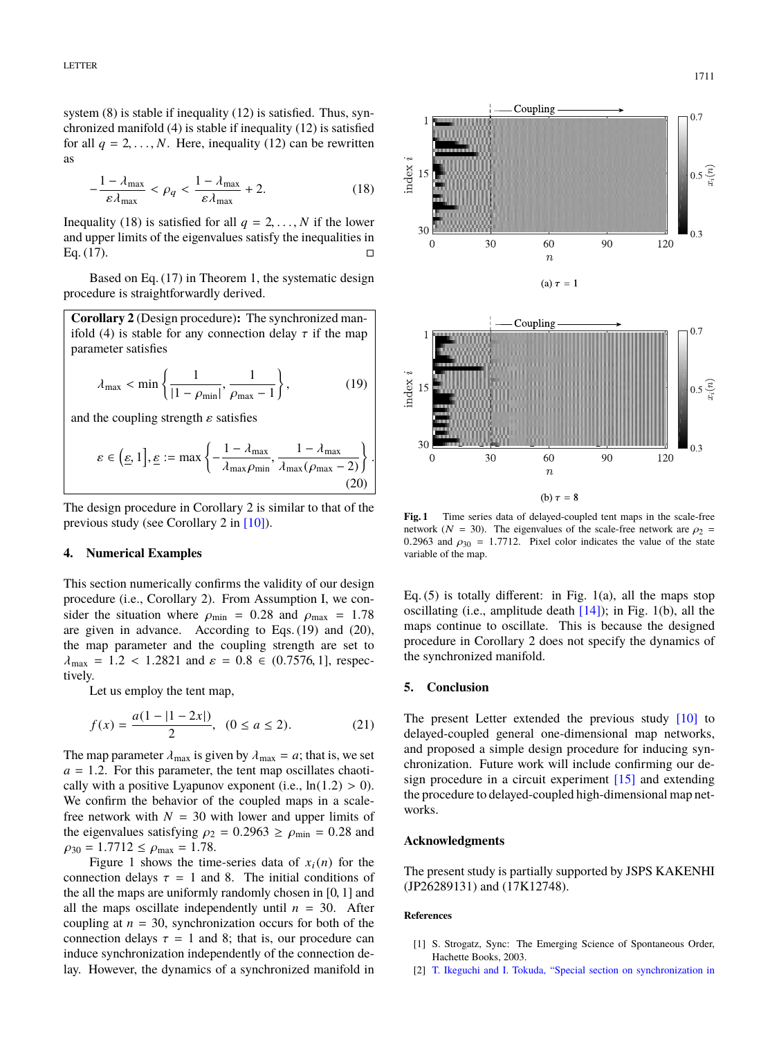system (8) is stable if inequality (12) is satisfied. Thus, synchronized manifold (4) is stable if inequality (12) is satisfied for all $q = 2, \ldots, N$. Here, inequality (12) can be rewritten as

$$-\frac{1-\lambda_{\max}}{\varepsilon\lambda_{\max}} < \rho_q < \frac{1-\lambda_{\max}}{\varepsilon\lambda_{\max}} + 2. \tag{18}$$

Inequality (18) is satisfied for all $q = 2, \ldots, N$ if the lower and upper limits of the eigenvalues satisfy the inequalities in Eq. (17). □

Based on Eq. (17) in Theorem 1, the systematic design procedure is straightforwardly derived.

**Corollary 2** (Design procedure)**:** The synchronized manifold (4) is stable for any connection delay $\tau$ if the map parameter satisfies

$$\lambda_{\max} < \min\left\{\frac{1}{|1-\rho_{\min}|}, \frac{1}{\rho_{\max}-1}\right\}, \tag{19}$$

and the coupling strength $\varepsilon$ satisfies

$$\varepsilon \in \left(\underline{\varepsilon}, 1\right], \underline{\varepsilon} := \max\left\{-\frac{1-\lambda_{\max}}{\lambda_{\max}\rho_{\min}}, \frac{1-\lambda_{\max}}{\lambda_{\max}(\rho_{\max}-2)}\right\}. \tag{20}$$

The design procedure in Corollary 2 is similar to that of the previous study (see Corollary 2 in [10]).

## 4. Numerical Examples

This section numerically confirms the validity of our design procedure (i.e., Corollary 2). From Assumption I, we consider the situation where $\rho_{\min} = 0.28$ and $\rho_{\max} = 1.78$ are given in advance. According to Eqs. (19) and (20), the map parameter and the coupling strength are set to $\lambda_{\max} = 1.2 < 1.2821$ and $\varepsilon = 0.8 \in (0.7576, 1]$, respectively.

Let us employ the tent map,

$$f(x) = \frac{a(1-|1-2x|)}{2}, \quad (0 \le a \le 2). \tag{21}$$

The map parameter $\lambda_{\max}$ is given by $\lambda_{\max} = a$; that is, we set $a = 1.2$. For this parameter, the tent map oscillates chaotically with a positive Lyapunov exponent (i.e., $\ln(1.2) > 0$). We confirm the behavior of the coupled maps in a scale-free network with $N = 30$ with lower and upper limits of the eigenvalues satisfying $\rho_2 = 0.2963 \ge \rho_{\min} = 0.28$ and $\rho_{30} = 1.7712 \le \rho_{\max} = 1.78$.

Figure 1 shows the time-series data of $x_i(n)$ for the connection delays $\tau = 1$ and 8. The initial conditions of the all the maps are uniformly randomly chosen in [0, 1] and all the maps oscillate independently until $n = 30$. After coupling at $n = 30$, synchronization occurs for both of the connection delays $\tau = 1$ and 8; that is, our procedure can induce synchronization independently of the connection delay. However, the dynamics of a synchronized manifold in Eq. (5) is totally different: in Fig. 1(a), all the maps stop oscillating (i.e., amplitude death [14]); in Fig. 1(b), all the maps continue to oscillate. This is because the designed procedure in Corollary 2 does not specify the dynamics of the synchronized manifold.

(a) $\tau = 1$

(b) $\tau = 8$

**Fig. 1** Time series data of delayed-coupled tent maps in the scale-free network ($N = 30$). The eigenvalues of the scale-free network are $\rho_2 = 0.2963$ and $\rho_{30} = 1.7712$. Pixel color indicates the value of the state variable of the map.

## 5. Conclusion

The present Letter extended the previous study [10] to delayed-coupled general one-dimensional map networks, and proposed a simple design procedure for inducing synchronization. Future work will include confirming our design procedure in a circuit experiment [15] and extending the procedure to delayed-coupled high-dimensional map networks.

## Acknowledgments

The present study is partially supported by JSPS KAKENHI (JP26289131) and (17K12748).

## References

[1] S. Strogatz, Sync: The Emerging Science of Spontaneous Order, Hachette Books, 2003.

[2] T. Ikeguchi and I. Tokuda, "Special section on synchronization in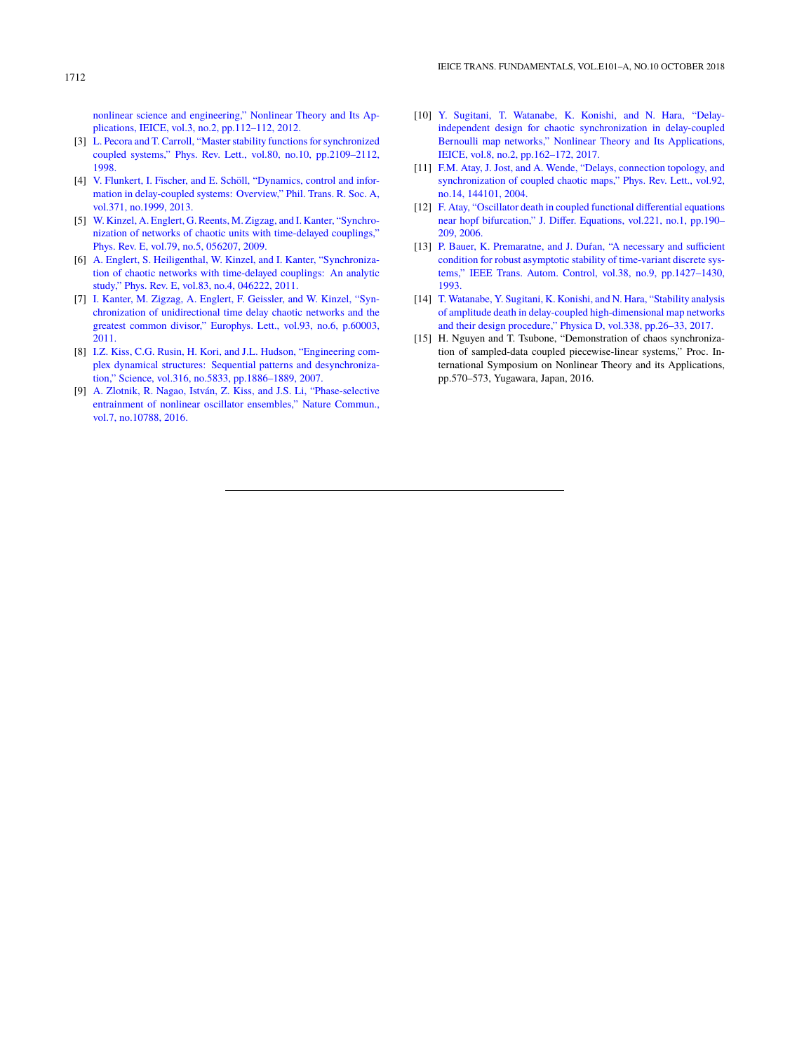nonlinear science and engineering," Nonlinear Theory and Its Applications, IEICE, vol.3, no.2, pp.112–112, 2012.

[3] L. Pecora and T. Carroll, "Master stability functions for synchronized coupled systems," Phys. Rev. Lett., vol.80, no.10, pp.2109–2112, 1998.

[4] V. Flunkert, I. Fischer, and E. Schöll, "Dynamics, control and information in delay-coupled systems: Overview," Phil. Trans. R. Soc. A, vol.371, no.1999, 2013.

[5] W. Kinzel, A. Englert, G. Reents, M. Zigzag, and I. Kanter, "Synchronization of networks of chaotic units with time-delayed couplings," Phys. Rev. E, vol.79, no.5, 056207, 2009.

[6] A. Englert, S. Heiligenthal, W. Kinzel, and I. Kanter, "Synchronization of chaotic networks with time-delayed couplings: An analytic study," Phys. Rev. E, vol.83, no.4, 046222, 2011.

[7] I. Kanter, M. Zigzag, A. Englert, F. Geissler, and W. Kinzel, "Synchronization of unidirectional time delay chaotic networks and the greatest common divisor," Europhys. Lett., vol.93, no.6, p.60003, 2011.

[8] I.Z. Kiss, C.G. Rusin, H. Kori, and J.L. Hudson, "Engineering complex dynamical structures: Sequential patterns and desynchronization," Science, vol.316, no.5833, pp.1886–1889, 2007.

[9] A. Zlotnik, R. Nagao, István, Z. Kiss, and J.S. Li, "Phase-selective entrainment of nonlinear oscillator ensembles," Nature Commun., vol.7, no.10788, 2016.

[10] Y. Sugitani, T. Watanabe, K. Konishi, and N. Hara, "Delay-independent design for chaotic synchronization in delay-coupled Bernoulli map networks," Nonlinear Theory and Its Applications, IEICE, vol.8, no.2, pp.162–172, 2017.

[11] F.M. Atay, J. Jost, and A. Wende, "Delays, connection topology, and synchronization of coupled chaotic maps," Phys. Rev. Lett., vol.92, no.14, 144101, 2004.

[12] F. Atay, "Oscillator death in coupled functional differential equations near hopf bifurcation," J. Differ. Equations, vol.221, no.1, pp.190–209, 2006.

[13] P. Bauer, K. Premaratne, and J. Duŕan, "A necessary and sufficient condition for robust asymptotic stability of time-variant discrete systems," IEEE Trans. Autom. Control, vol.38, no.9, pp.1427–1430, 1993.

[14] T. Watanabe, Y. Sugitani, K. Konishi, and N. Hara, "Stability analysis of amplitude death in delay-coupled high-dimensional map networks and their design procedure," Physica D, vol.338, pp.26–33, 2017.

[15] H. Nguyen and T. Tsubone, "Demonstration of chaos synchronization of sampled-data coupled piecewise-linear systems," Proc. International Symposium on Nonlinear Theory and its Applications, pp.570–573, Yugawara, Japan, 2016.